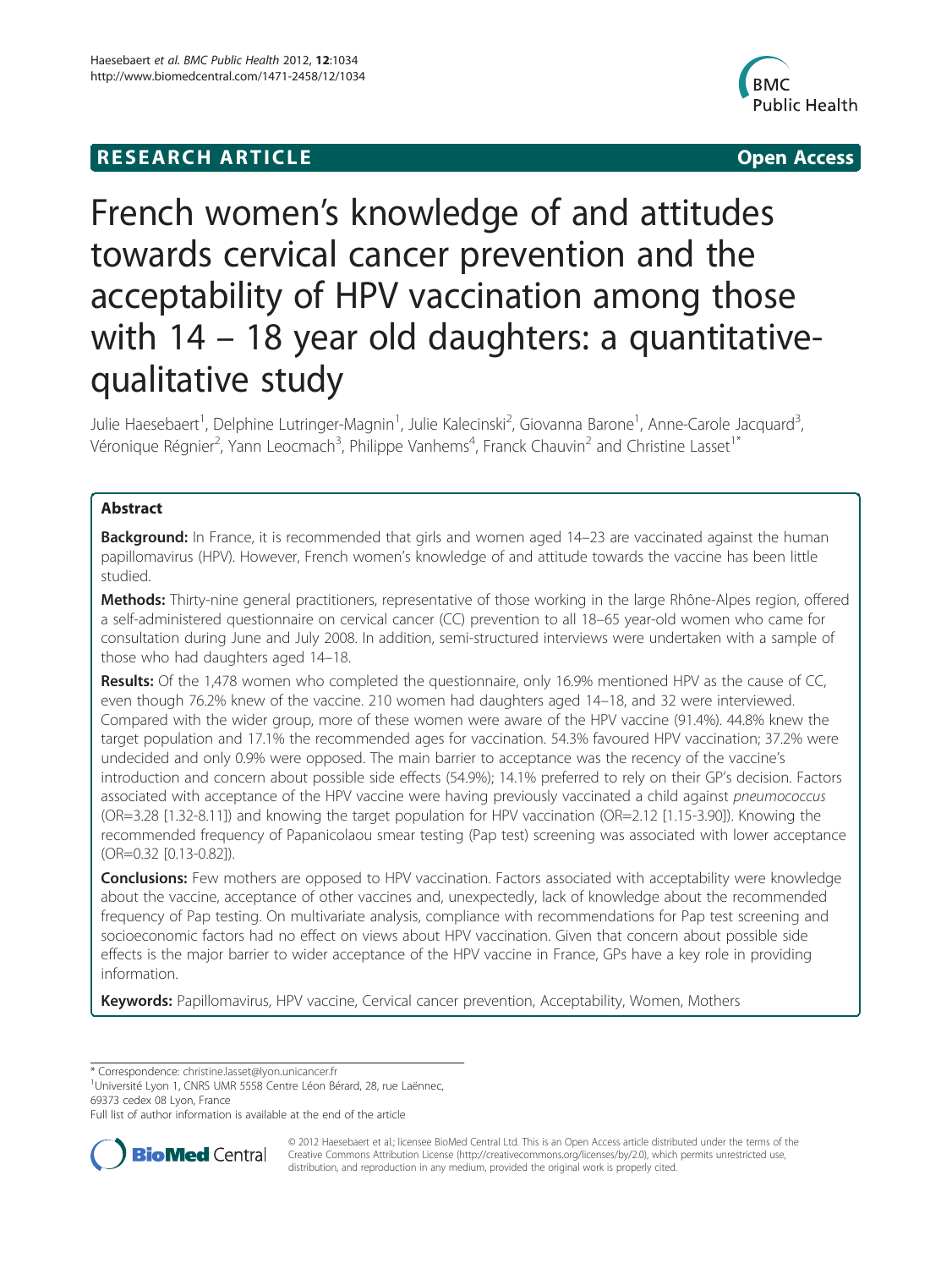**RESEARCH ARTICLE** **Open Access**

# French women's knowledge of and attitudes towards cervical cancer prevention and the acceptability of HPV vaccination among those with 14 – 18 year old daughters: a quantitative-qualitative study

Julie Haesebaert[1], Delphine Lutringer-Magnin[1], Julie Kalecinski[2], Giovanna Barone[1], Anne-Carole Jacquard[3], Véronique Régnier[2], Yann Leocmach[3], Philippe Vanhems[4], Franck Chauvin[2] and Christine Lasset[1*]

## Abstract

**Background:** In France, it is recommended that girls and women aged 14–23 are vaccinated against the human papillomavirus (HPV). However, French women's knowledge of and attitude towards the vaccine has been little studied.

**Methods:** Thirty-nine general practitioners, representative of those working in the large Rhône-Alpes region, offered a self-administered questionnaire on cervical cancer (CC) prevention to all 18–65 year-old women who came for consultation during June and July 2008. In addition, semi-structured interviews were undertaken with a sample of those who had daughters aged 14–18.

**Results:** Of the 1,478 women who completed the questionnaire, only 16.9% mentioned HPV as the cause of CC, even though 76.2% knew of the vaccine. 210 women had daughters aged 14–18, and 32 were interviewed. Compared with the wider group, more of these women were aware of the HPV vaccine (91.4%). 44.8% knew the target population and 17.1% the recommended ages for vaccination. 54.3% favoured HPV vaccination; 37.2% were undecided and only 0.9% were opposed. The main barrier to acceptance was the recency of the vaccine's introduction and concern about possible side effects (54.9%); 14.1% preferred to rely on their GP's decision. Factors associated with acceptance of the HPV vaccine were having previously vaccinated a child against *pneumococcus* (OR=3.28 [1.32-8.11]) and knowing the target population for HPV vaccination (OR=2.12 [1.15-3.90]). Knowing the recommended frequency of Papanicolaou smear testing (Pap test) screening was associated with lower acceptance (OR=0.32 [0.13-0.82]).

**Conclusions:** Few mothers are opposed to HPV vaccination. Factors associated with acceptability were knowledge about the vaccine, acceptance of other vaccines and, unexpectedly, lack of knowledge about the recommended frequency of Pap testing. On multivariate analysis, compliance with recommendations for Pap test screening and socioeconomic factors had no effect on views about HPV vaccination. Given that concern about possible side effects is the major barrier to wider acceptance of the HPV vaccine in France, GPs have a key role in providing information.

**Keywords:** Papillomavirus, HPV vaccine, Cervical cancer prevention, Acceptability, Women, Mothers

---

\* Correspondence: christine.lasset@lyon.unicancer.fr
[1]Université Lyon 1, CNRS UMR 5558 Centre Léon Bérard, 28, rue Laënnec, 69373 cedex 08 Lyon, France
Full list of author information is available at the end of the article

© 2012 Haesebaert et al.; licensee BioMed Central Ltd. This is an Open Access article distributed under the terms of the Creative Commons Attribution License (http://creativecommons.org/licenses/by/2.0), which permits unrestricted use, distribution, and reproduction in any medium, provided the original work is properly cited.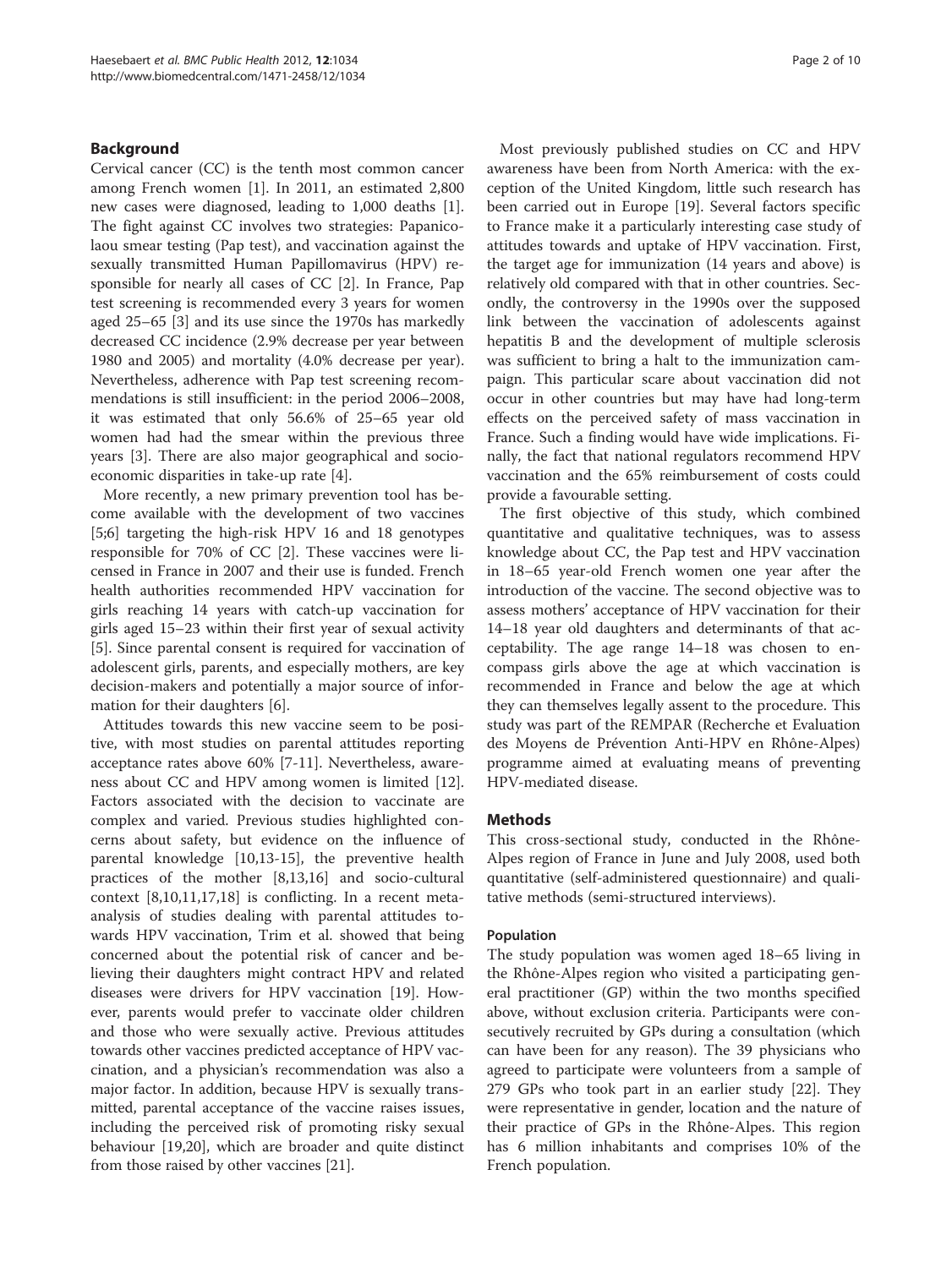## Background

Cervical cancer (CC) is the tenth most common cancer among French women [1]. In 2011, an estimated 2,800 new cases were diagnosed, leading to 1,000 deaths [1]. The fight against CC involves two strategies: Papanicolaou smear testing (Pap test), and vaccination against the sexually transmitted Human Papillomavirus (HPV) responsible for nearly all cases of CC [2]. In France, Pap test screening is recommended every 3 years for women aged 25–65 [3] and its use since the 1970s has markedly decreased CC incidence (2.9% decrease per year between 1980 and 2005) and mortality (4.0% decrease per year). Nevertheless, adherence with Pap test screening recommendations is still insufficient: in the period 2006–2008, it was estimated that only 56.6% of 25–65 year old women had had the smear within the previous three years [3]. There are also major geographical and socioeconomic disparities in take-up rate [4].

More recently, a new primary prevention tool has become available with the development of two vaccines [5;6] targeting the high-risk HPV 16 and 18 genotypes responsible for 70% of CC [2]. These vaccines were licensed in France in 2007 and their use is funded. French health authorities recommended HPV vaccination for girls reaching 14 years with catch-up vaccination for girls aged 15–23 within their first year of sexual activity [5]. Since parental consent is required for vaccination of adolescent girls, parents, and especially mothers, are key decision-makers and potentially a major source of information for their daughters [6].

Attitudes towards this new vaccine seem to be positive, with most studies on parental attitudes reporting acceptance rates above 60% [7-11]. Nevertheless, awareness about CC and HPV among women is limited [12]. Factors associated with the decision to vaccinate are complex and varied. Previous studies highlighted concerns about safety, but evidence on the influence of parental knowledge [10,13-15], the preventive health practices of the mother [8,13,16] and socio-cultural context [8,10,11,17,18] is conflicting. In a recent meta-analysis of studies dealing with parental attitudes towards HPV vaccination, Trim et al. showed that being concerned about the potential risk of cancer and believing their daughters might contract HPV and related diseases were drivers for HPV vaccination [19]. However, parents would prefer to vaccinate older children and those who were sexually active. Previous attitudes towards other vaccines predicted acceptance of HPV vaccination, and a physician's recommendation was also a major factor. In addition, because HPV is sexually transmitted, parental acceptance of the vaccine raises issues, including the perceived risk of promoting risky sexual behaviour [19,20], which are broader and quite distinct from those raised by other vaccines [21].

Most previously published studies on CC and HPV awareness have been from North America: with the exception of the United Kingdom, little such research has been carried out in Europe [19]. Several factors specific to France make it a particularly interesting case study of attitudes towards and uptake of HPV vaccination. First, the target age for immunization (14 years and above) is relatively old compared with that in other countries. Secondly, the controversy in the 1990s over the supposed link between the vaccination of adolescents against hepatitis B and the development of multiple sclerosis was sufficient to bring a halt to the immunization campaign. This particular scare about vaccination did not occur in other countries but may have had long-term effects on the perceived safety of mass vaccination in France. Such a finding would have wide implications. Finally, the fact that national regulators recommend HPV vaccination and the 65% reimbursement of costs could provide a favourable setting.

The first objective of this study, which combined quantitative and qualitative techniques, was to assess knowledge about CC, the Pap test and HPV vaccination in 18–65 year-old French women one year after the introduction of the vaccine. The second objective was to assess mothers' acceptance of HPV vaccination for their 14–18 year old daughters and determinants of that acceptability. The age range 14–18 was chosen to encompass girls above the age at which vaccination is recommended in France and below the age at which they can themselves legally assent to the procedure. This study was part of the REMPAR (Recherche et Evaluation des Moyens de Prévention Anti-HPV en Rhône-Alpes) programme aimed at evaluating means of preventing HPV-mediated disease.

## Methods

This cross-sectional study, conducted in the Rhône-Alpes region of France in June and July 2008, used both quantitative (self-administered questionnaire) and qualitative methods (semi-structured interviews).

### Population

The study population was women aged 18–65 living in the Rhône-Alpes region who visited a participating general practitioner (GP) within the two months specified above, without exclusion criteria. Participants were consecutively recruited by GPs during a consultation (which can have been for any reason). The 39 physicians who agreed to participate were volunteers from a sample of 279 GPs who took part in an earlier study [22]. They were representative in gender, location and the nature of their practice of GPs in the Rhône-Alpes. This region has 6 million inhabitants and comprises 10% of the French population.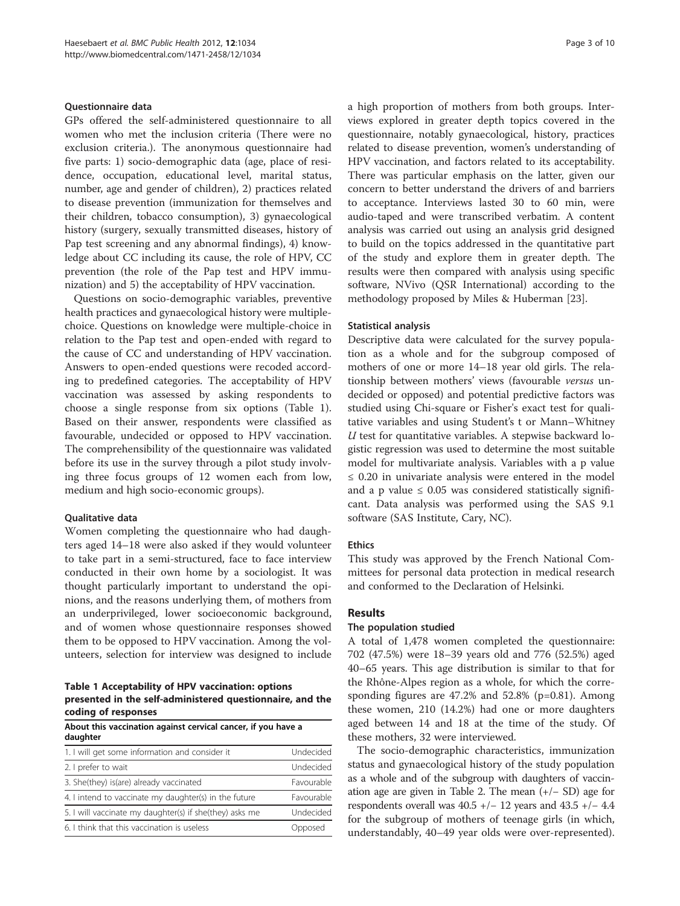### Questionnaire data

GPs offered the self-administered questionnaire to all women who met the inclusion criteria (There were no exclusion criteria.). The anonymous questionnaire had five parts: 1) socio-demographic data (age, place of residence, occupation, educational level, marital status, number, age and gender of children), 2) practices related to disease prevention (immunization for themselves and their children, tobacco consumption), 3) gynaecological history (surgery, sexually transmitted diseases, history of Pap test screening and any abnormal findings), 4) knowledge about CC including its cause, the role of HPV, CC prevention (the role of the Pap test and HPV immunization) and 5) the acceptability of HPV vaccination.

Questions on socio-demographic variables, preventive health practices and gynaecological history were multiple-choice. Questions on knowledge were multiple-choice in relation to the Pap test and open-ended with regard to the cause of CC and understanding of HPV vaccination. Answers to open-ended questions were recoded according to predefined categories. The acceptability of HPV vaccination was assessed by asking respondents to choose a single response from six options (Table 1). Based on their answer, respondents were classified as favourable, undecided or opposed to HPV vaccination. The comprehensibility of the questionnaire was validated before its use in the survey through a pilot study involving three focus groups of 12 women each from low, medium and high socio-economic groups).

### Qualitative data

Women completing the questionnaire who had daughters aged 14–18 were also asked if they would volunteer to take part in a semi-structured, face to face interview conducted in their own home by a sociologist. It was thought particularly important to understand the opinions, and the reasons underlying them, of mothers from an underprivileged, lower socioeconomic background, and of women whose questionnaire responses showed them to be opposed to HPV vaccination. Among the volunteers, selection for interview was designed to include a high proportion of mothers from both groups. Interviews explored in greater depth topics covered in the questionnaire, notably gynaecological, history, practices related to disease prevention, women's understanding of HPV vaccination, and factors related to its acceptability. There was particular emphasis on the latter, given our concern to better understand the drivers of and barriers to acceptance. Interviews lasted 30 to 60 min, were audio-taped and were transcribed verbatim. A content analysis was carried out using an analysis grid designed to build on the topics addressed in the quantitative part of the study and explore them in greater depth. The results were then compared with analysis using specific software, NVivo (QSR International) according to the methodology proposed by Miles & Huberman [23].

**Table 1 Acceptability of HPV vaccination: options presented in the self-administered questionnaire, and the coding of responses**

| About this vaccination against cervical cancer, if you have a daughter | |
|---|---|
| 1. I will get some information and consider it | Undecided |
| 2. I prefer to wait | Undecided |
| 3. She(they) is(are) already vaccinated | Favourable |
| 4. I intend to vaccinate my daughter(s) in the future | Favourable |
| 5. I will vaccinate my daughter(s) if she(they) asks me | Undecided |
| 6. I think that this vaccination is useless | Opposed |

### Statistical analysis

Descriptive data were calculated for the survey population as a whole and for the subgroup composed of mothers of one or more 14–18 year old girls. The relationship between mothers' views (favourable *versus* undecided or opposed) and potential predictive factors was studied using Chi-square or Fisher's exact test for qualitative variables and using Student's t or Mann–Whitney *U* test for quantitative variables. A stepwise backward logistic regression was used to determine the most suitable model for multivariate analysis. Variables with a p value $\leq 0.20$ in univariate analysis were entered in the model and a p value $\leq 0.05$ was considered statistically significant. Data analysis was performed using the SAS 9.1 software (SAS Institute, Cary, NC).

### Ethics

This study was approved by the French National Committees for personal data protection in medical research and conformed to the Declaration of Helsinki.

## Results

### The population studied

A total of 1,478 women completed the questionnaire: 702 (47.5%) were 18–39 years old and 776 (52.5%) aged 40–65 years. This age distribution is similar to that for the Rhône-Alpes region as a whole, for which the corresponding figures are 47.2% and 52.8% (p=0.81). Among these women, 210 (14.2%) had one or more daughters aged between 14 and 18 at the time of the study. Of these mothers, 32 were interviewed.

The socio-demographic characteristics, immunization status and gynaecological history of the study population as a whole and of the subgroup with daughters of vaccination age are given in Table 2. The mean (+/− SD) age for respondents overall was 40.5 +/− 12 years and 43.5 +/− 4.4 for the subgroup of mothers of teenage girls (in which, understandably, 40–49 year olds were over-represented).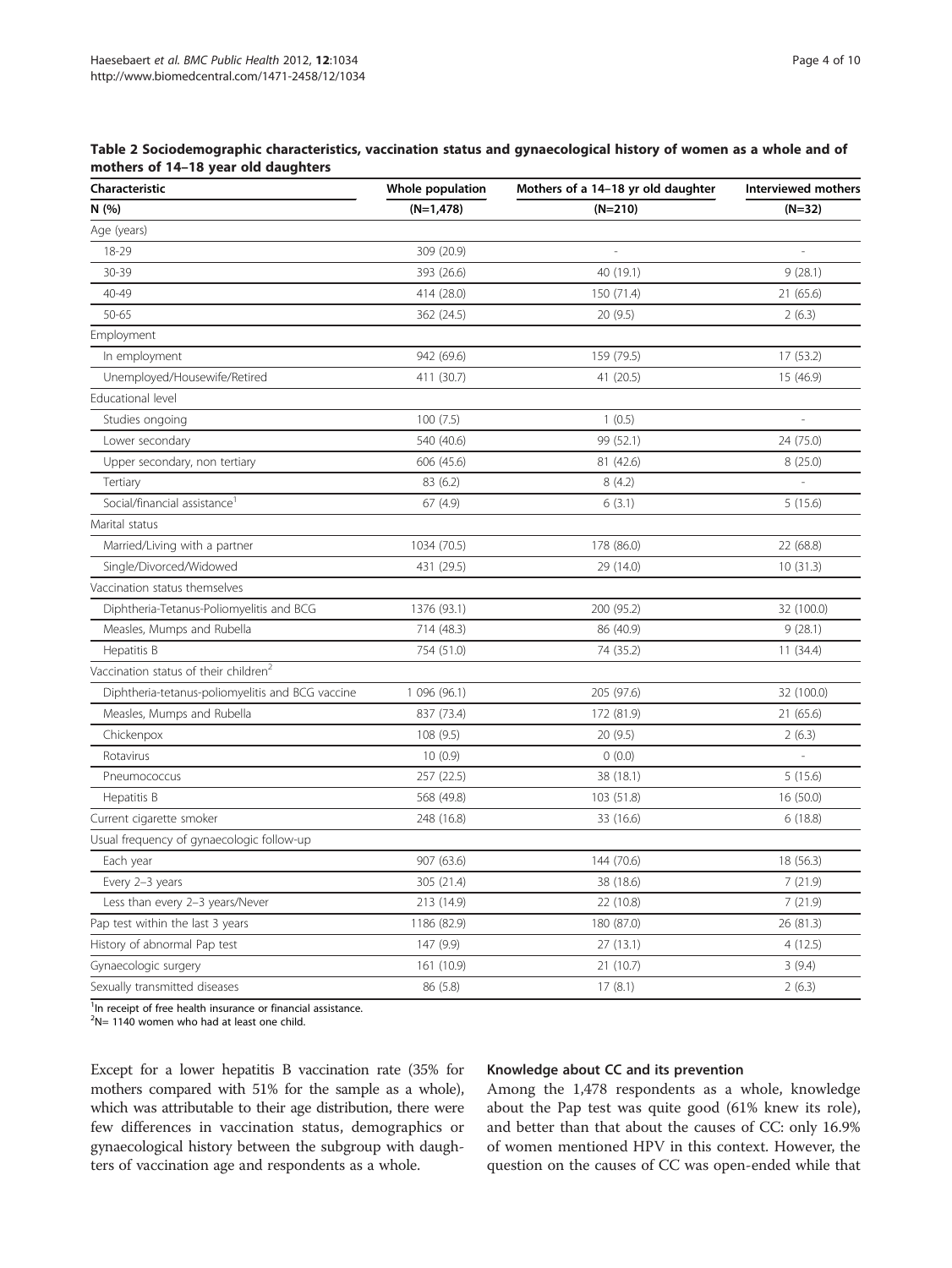**Table 2 Sociodemographic characteristics, vaccination status and gynaecological history of women as a whole and of mothers of 14–18 year old daughters**

| Characteristic | Whole population | Mothers of a 14–18 yr old daughter | Interviewed mothers |
|---|---|---|---|
| N (%) | (N=1,478) | (N=210) | (N=32) |
| Age (years) | | | |
| 18-29 | 309 (20.9) | - | - |
| 30-39 | 393 (26.6) | 40 (19.1) | 9 (28.1) |
| 40-49 | 414 (28.0) | 150 (71.4) | 21 (65.6) |
| 50-65 | 362 (24.5) | 20 (9.5) | 2 (6.3) |
| Employment | | | |
| In employment | 942 (69.6) | 159 (79.5) | 17 (53.2) |
| Unemployed/Housewife/Retired | 411 (30.7) | 41 (20.5) | 15 (46.9) |
| Educational level | | | |
| Studies ongoing | 100 (7.5) | 1 (0.5) | - |
| Lower secondary | 540 (40.6) | 99 (52.1) | 24 (75.0) |
| Upper secondary, non tertiary | 606 (45.6) | 81 (42.6) | 8 (25.0) |
| Tertiary | 83 (6.2) | 8 (4.2) | - |
| Social/financial assistance[1] | 67 (4.9) | 6 (3.1) | 5 (15.6) |
| Marital status | | | |
| Married/Living with a partner | 1034 (70.5) | 178 (86.0) | 22 (68.8) |
| Single/Divorced/Widowed | 431 (29.5) | 29 (14.0) | 10 (31.3) |
| Vaccination status themselves | | | |
| Diphtheria-Tetanus-Poliomyelitis and BCG | 1376 (93.1) | 200 (95.2) | 32 (100.0) |
| Measles, Mumps and Rubella | 714 (48.3) | 86 (40.9) | 9 (28.1) |
| Hepatitis B | 754 (51.0) | 74 (35.2) | 11 (34.4) |
| Vaccination status of their children[2] | | | |
| Diphtheria-tetanus-poliomyelitis and BCG vaccine | 1 096 (96.1) | 205 (97.6) | 32 (100.0) |
| Measles, Mumps and Rubella | 837 (73.4) | 172 (81.9) | 21 (65.6) |
| Chickenpox | 108 (9.5) | 20 (9.5) | 2 (6.3) |
| Rotavirus | 10 (0.9) | 0 (0.0) | - |
| Pneumococcus | 257 (22.5) | 38 (18.1) | 5 (15.6) |
| Hepatitis B | 568 (49.8) | 103 (51.8) | 16 (50.0) |
| Current cigarette smoker | 248 (16.8) | 33 (16.6) | 6 (18.8) |
| Usual frequency of gynaecologic follow-up | | | |
| Each year | 907 (63.6) | 144 (70.6) | 18 (56.3) |
| Every 2–3 years | 305 (21.4) | 38 (18.6) | 7 (21.9) |
| Less than every 2–3 years/Never | 213 (14.9) | 22 (10.8) | 7 (21.9) |
| Pap test within the last 3 years | 1186 (82.9) | 180 (87.0) | 26 (81.3) |
| History of abnormal Pap test | 147 (9.9) | 27 (13.1) | 4 (12.5) |
| Gynaecologic surgery | 161 (10.9) | 21 (10.7) | 3 (9.4) |
| Sexually transmitted diseases | 86 (5.8) | 17 (8.1) | 2 (6.3) |

[1]In receipt of free health insurance or financial assistance.
[2]N= 1140 women who had at least one child.

Except for a lower hepatitis B vaccination rate (35% for mothers compared with 51% for the sample as a whole), which was attributable to their age distribution, there were few differences in vaccination status, demographics or gynaecological history between the subgroup with daughters of vaccination age and respondents as a whole.

### Knowledge about CC and its prevention

Among the 1,478 respondents as a whole, knowledge about the Pap test was quite good (61% knew its role), and better than that about the causes of CC: only 16.9% of women mentioned HPV in this context. However, the question on the causes of CC was open-ended while that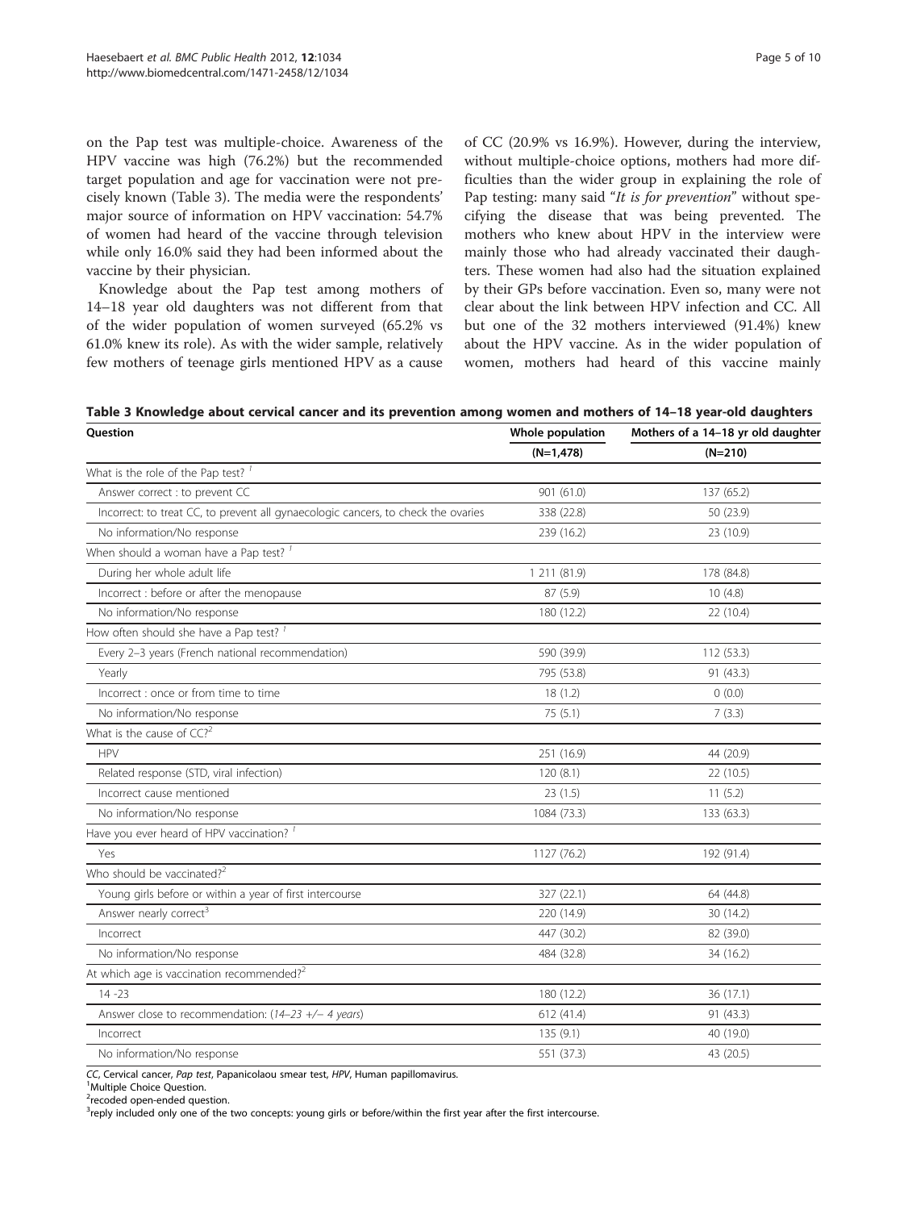on the Pap test was multiple-choice. Awareness of the HPV vaccine was high (76.2%) but the recommended target population and age for vaccination were not precisely known (Table 3). The media were the respondents' major source of information on HPV vaccination: 54.7% of women had heard of the vaccine through television while only 16.0% said they had been informed about the vaccine by their physician.

Knowledge about the Pap test among mothers of 14–18 year old daughters was not different from that of the wider population of women surveyed (65.2% vs 61.0% knew its role). As with the wider sample, relatively few mothers of teenage girls mentioned HPV as a cause of CC (20.9% vs 16.9%). However, during the interview, without multiple-choice options, mothers had more difficulties than the wider group in explaining the role of Pap testing: many said "*It is for prevention*" without specifying the disease that was being prevented. The mothers who knew about HPV in the interview were mainly those who had already vaccinated their daughters. These women had also had the situation explained by their GPs before vaccination. Even so, many were not clear about the link between HPV infection and CC. All but one of the 32 mothers interviewed (91.4%) knew about the HPV vaccine. As in the wider population of women, mothers had heard of this vaccine mainly

**Table 3 Knowledge about cervical cancer and its prevention among women and mothers of 14–18 year-old daughters**

| Question | Whole population | Mothers of a 14–18 yr old daughter |
|---|---|---|
| | (N=1,478) | (N=210) |
| What is the role of the Pap test? [1] | | |
| Answer correct : to prevent CC | 901 (61.0) | 137 (65.2) |
| Incorrect: to treat CC, to prevent all gynaecologic cancers, to check the ovaries | 338 (22.8) | 50 (23.9) |
| No information/No response | 239 (16.2) | 23 (10.9) |
| When should a woman have a Pap test? [1] | | |
| During her whole adult life | 1 211 (81.9) | 178 (84.8) |
| Incorrect : before or after the menopause | 87 (5.9) | 10 (4.8) |
| No information/No response | 180 (12.2) | 22 (10.4) |
| How often should she have a Pap test? [1] | | |
| Every 2–3 years (French national recommendation) | 590 (39.9) | 112 (53.3) |
| Yearly | 795 (53.8) | 91 (43.3) |
| Incorrect : once or from time to time | 18 (1.2) | 0 (0.0) |
| No information/No response | 75 (5.1) | 7 (3.3) |
| What is the cause of CC?[2] | | |
| HPV | 251 (16.9) | 44 (20.9) |
| Related response (STD, viral infection) | 120 (8.1) | 22 (10.5) |
| Incorrect cause mentioned | 23 (1.5) | 11 (5.2) |
| No information/No response | 1084 (73.3) | 133 (63.3) |
| Have you ever heard of HPV vaccination? [1] | | |
| Yes | 1127 (76.2) | 192 (91.4) |
| Who should be vaccinated?[2] | | |
| Young girls before or within a year of first intercourse | 327 (22.1) | 64 (44.8) |
| Answer nearly correct[3] | 220 (14.9) | 30 (14.2) |
| Incorrect | 447 (30.2) | 82 (39.0) |
| No information/No response | 484 (32.8) | 34 (16.2) |
| At which age is vaccination recommended?[2] | | |
| 14 -23 | 180 (12.2) | 36 (17.1) |
| Answer close to recommendation: (*14–23 +/− 4 years*) | 612 (41.4) | 91 (43.3) |
| Incorrect | 135 (9.1) | 40 (19.0) |
| No information/No response | 551 (37.3) | 43 (20.5) |

*CC*, Cervical cancer, *Pap test*, Papanicolaou smear test, *HPV*, Human papillomavirus.
[1]Multiple Choice Question.
[2]recoded open-ended question.
[3]reply included only one of the two concepts: young girls or before/within the first year after the first intercourse.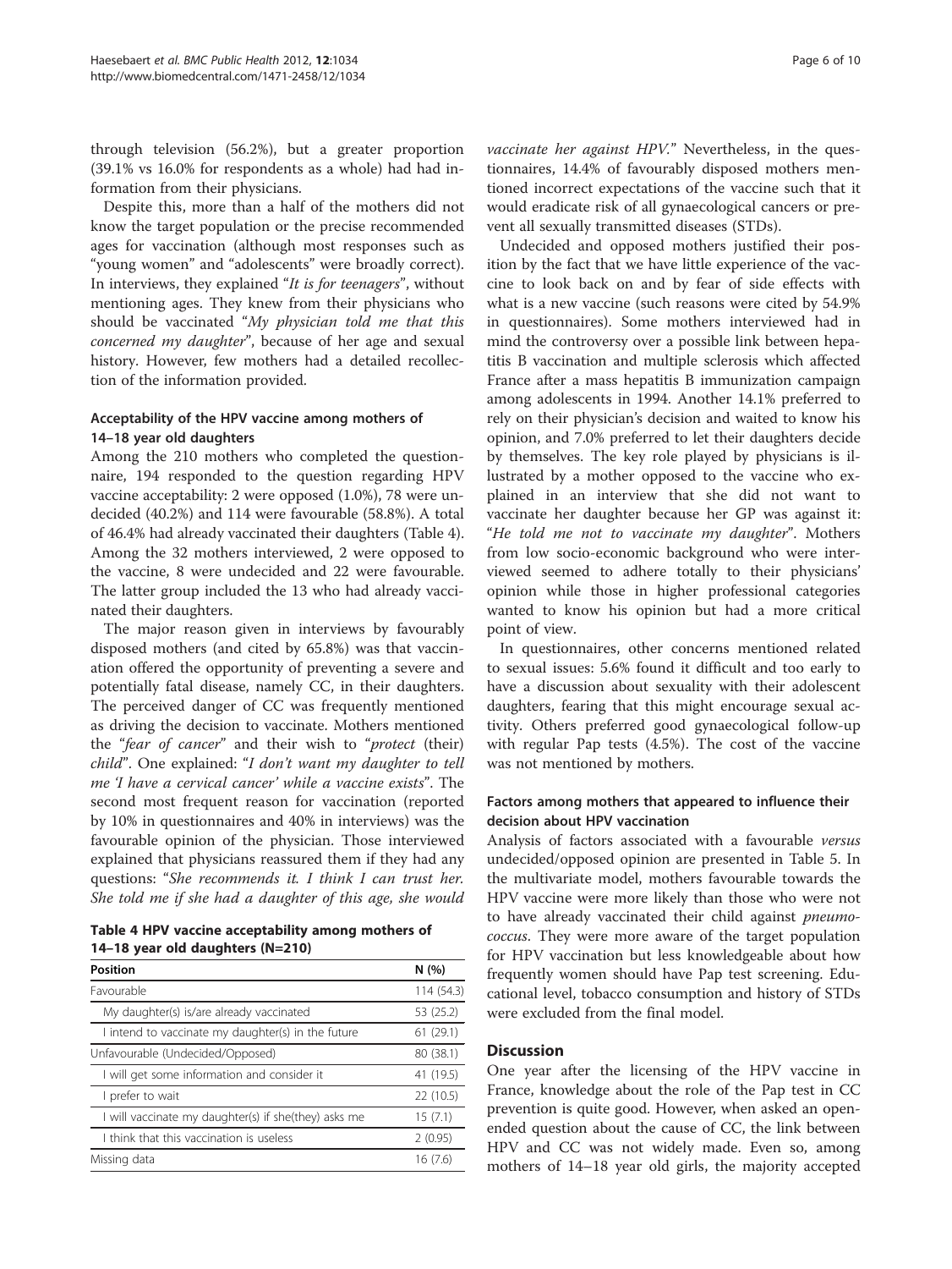through television (56.2%), but a greater proportion (39.1% vs 16.0% for respondents as a whole) had had information from their physicians.

Despite this, more than a half of the mothers did not know the target population or the precise recommended ages for vaccination (although most responses such as "young women" and "adolescents" were broadly correct). In interviews, they explained "*It is for teenagers*", without mentioning ages. They knew from their physicians who should be vaccinated "*My physician told me that this concerned my daughter*", because of her age and sexual history. However, few mothers had a detailed recollection of the information provided.

### Acceptability of the HPV vaccine among mothers of 14–18 year old daughters

Among the 210 mothers who completed the questionnaire, 194 responded to the question regarding HPV vaccine acceptability: 2 were opposed (1.0%), 78 were undecided (40.2%) and 114 were favourable (58.8%). A total of 46.4% had already vaccinated their daughters (Table 4). Among the 32 mothers interviewed, 2 were opposed to the vaccine, 8 were undecided and 22 were favourable. The latter group included the 13 who had already vaccinated their daughters.

The major reason given in interviews by favourably disposed mothers (and cited by 65.8%) was that vaccination offered the opportunity of preventing a severe and potentially fatal disease, namely CC, in their daughters. The perceived danger of CC was frequently mentioned as driving the decision to vaccinate. Mothers mentioned the "*fear of cancer*" and their wish to "*protect* (their) *child*". One explained: "*I don't want my daughter to tell me 'I have a cervical cancer' while a vaccine exists*". The second most frequent reason for vaccination (reported by 10% in questionnaires and 40% in interviews) was the favourable opinion of the physician. Those interviewed explained that physicians reassured them if they had any questions: "*She recommends it. I think I can trust her. She told me if she had a daughter of this age, she would vaccinate her against HPV.*" Nevertheless, in the questionnaires, 14.4% of favourably disposed mothers mentioned incorrect expectations of the vaccine such that it would eradicate risk of all gynaecological cancers or prevent all sexually transmitted diseases (STDs).

**Table 4 HPV vaccine acceptability among mothers of 14–18 year old daughters (N=210)**

| Position | N (%) |
|---|---|
| Favourable | 114 (54.3) |
| My daughter(s) is/are already vaccinated | 53 (25.2) |
| I intend to vaccinate my daughter(s) in the future | 61 (29.1) |
| Unfavourable (Undecided/Opposed) | 80 (38.1) |
| I will get some information and consider it | 41 (19.5) |
| I prefer to wait | 22 (10.5) |
| I will vaccinate my daughter(s) if she(they) asks me | 15 (7.1) |
| I think that this vaccination is useless | 2 (0.95) |
| Missing data | 16 (7.6) |

Undecided and opposed mothers justified their position by the fact that we have little experience of the vaccine to look back on and by fear of side effects with what is a new vaccine (such reasons were cited by 54.9% in questionnaires). Some mothers interviewed had in mind the controversy over a possible link between hepatitis B vaccination and multiple sclerosis which affected France after a mass hepatitis B immunization campaign among adolescents in 1994. Another 14.1% preferred to rely on their physician's decision and waited to know his opinion, and 7.0% preferred to let their daughters decide by themselves. The key role played by physicians is illustrated by a mother opposed to the vaccine who explained in an interview that she did not want to vaccinate her daughter because her GP was against it: "*He told me not to vaccinate my daughter*". Mothers from low socio-economic background who were interviewed seemed to adhere totally to their physicians' opinion while those in higher professional categories wanted to know his opinion but had a more critical point of view.

In questionnaires, other concerns mentioned related to sexual issues: 5.6% found it difficult and too early to have a discussion about sexuality with their adolescent daughters, fearing that this might encourage sexual activity. Others preferred good gynaecological follow-up with regular Pap tests (4.5%). The cost of the vaccine was not mentioned by mothers.

### Factors among mothers that appeared to influence their decision about HPV vaccination

Analysis of factors associated with a favourable *versus* undecided/opposed opinion are presented in Table 5. In the multivariate model, mothers favourable towards the HPV vaccine were more likely than those who were not to have already vaccinated their child against *pneumococcus*. They were more aware of the target population for HPV vaccination but less knowledgeable about how frequently women should have Pap test screening. Educational level, tobacco consumption and history of STDs were excluded from the final model.

## Discussion

One year after the licensing of the HPV vaccine in France, knowledge about the role of the Pap test in CC prevention is quite good. However, when asked an open-ended question about the cause of CC, the link between HPV and CC was not widely made. Even so, among mothers of 14–18 year old girls, the majority accepted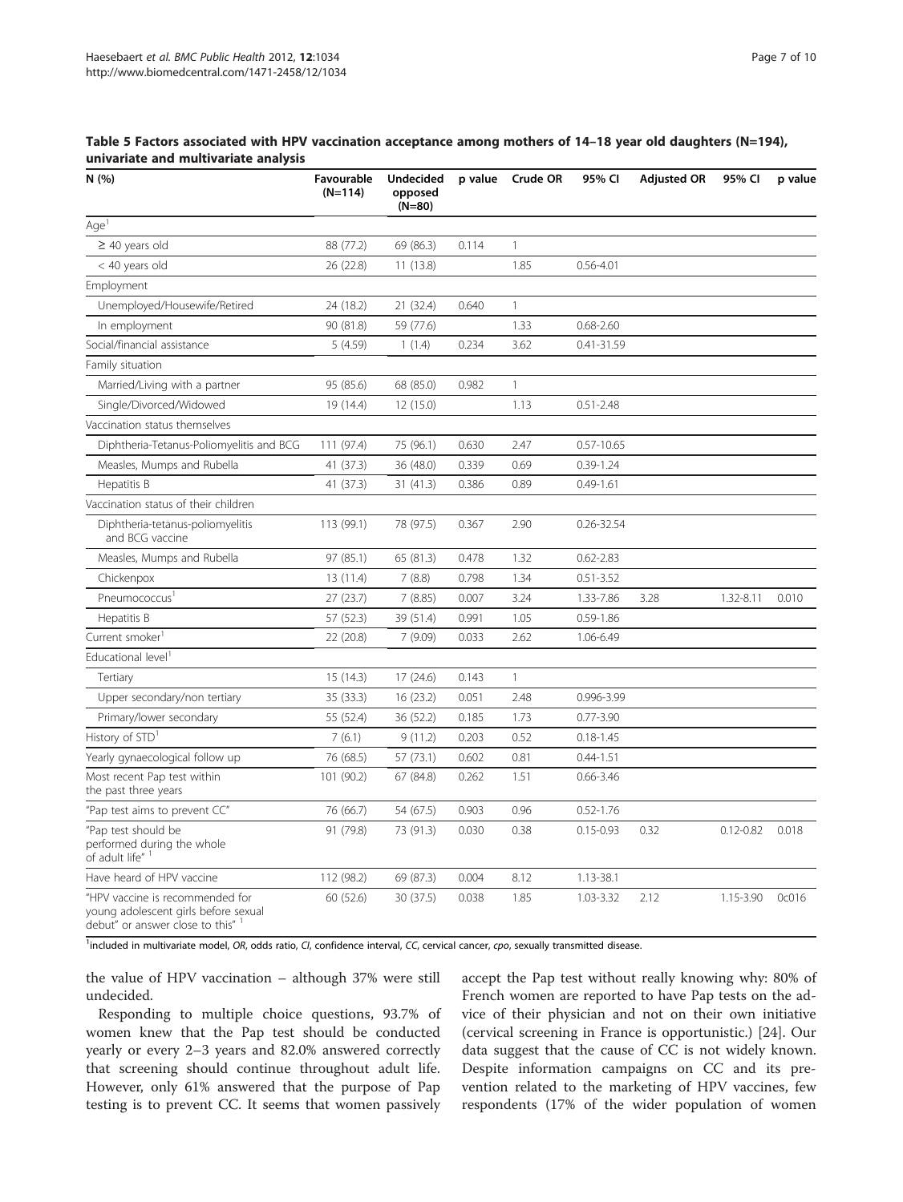**Table 5 Factors associated with HPV vaccination acceptance among mothers of 14–18 year old daughters (N=194), univariate and multivariate analysis**

| N (%) | Favourable (N=114) | Undecided opposed (N=80) | p value | Crude OR | 95% CI | Adjusted OR | 95% CI | p value |
|---|---|---|---|---|---|---|---|---|
| Age[1] | | | | | | | | |
| ≥ 40 years old | 88 (77.2) | 69 (86.3) | 0.114 | 1 | | | | |
| < 40 years old | 26 (22.8) | 11 (13.8) | | 1.85 | 0.56-4.01 | | | |
| Employment | | | | | | | | |
| Unemployed/Housewife/Retired | 24 (18.2) | 21 (32.4) | 0.640 | 1 | | | | |
| In employment | 90 (81.8) | 59 (77.6) | | 1.33 | 0.68-2.60 | | | |
| Social/financial assistance | 5 (4.59) | 1 (1.4) | 0.234 | 3.62 | 0.41-31.59 | | | |
| Family situation | | | | | | | | |
| Married/Living with a partner | 95 (85.6) | 68 (85.0) | 0.982 | 1 | | | | |
| Single/Divorced/Widowed | 19 (14.4) | 12 (15.0) | | 1.13 | 0.51-2.48 | | | |
| Vaccination status themselves | | | | | | | | |
| Diphtheria-Tetanus-Poliomyelitis and BCG | 111 (97.4) | 75 (96.1) | 0.630 | 2.47 | 0.57-10.65 | | | |
| Measles, Mumps and Rubella | 41 (37.3) | 36 (48.0) | 0.339 | 0.69 | 0.39-1.24 | | | |
| Hepatitis B | 41 (37.3) | 31 (41.3) | 0.386 | 0.89 | 0.49-1.61 | | | |
| Vaccination status of their children | | | | | | | | |
| Diphtheria-tetanus-poliomyelitis and BCG vaccine | 113 (99.1) | 78 (97.5) | 0.367 | 2.90 | 0.26-32.54 | | | |
| Measles, Mumps and Rubella | 97 (85.1) | 65 (81.3) | 0.478 | 1.32 | 0.62-2.83 | | | |
| Chickenpox | 13 (11.4) | 7 (8.8) | 0.798 | 1.34 | 0.51-3.52 | | | |
| Pneumococcus[1] | 27 (23.7) | 7 (8.85) | 0.007 | 3.24 | 1.33-7.86 | 3.28 | 1.32-8.11 | 0.010 |
| Hepatitis B | 57 (52.3) | 39 (51.4) | 0.991 | 1.05 | 0.59-1.86 | | | |
| Current smoker[1] | 22 (20.8) | 7 (9.09) | 0.033 | 2.62 | 1.06-6.49 | | | |
| Educational level[1] | | | | | | | | |
| Tertiary | 15 (14.3) | 17 (24.6) | 0.143 | 1 | | | | |
| Upper secondary/non tertiary | 35 (33.3) | 16 (23.2) | 0.051 | 2.48 | 0.996-3.99 | | | |
| Primary/lower secondary | 55 (52.4) | 36 (52.2) | 0.185 | 1.73 | 0.77-3.90 | | | |
| History of STD[1] | 7 (6.1) | 9 (11.2) | 0.203 | 0.52 | 0.18-1.45 | | | |
| Yearly gynaecological follow up | 76 (68.5) | 57 (73.1) | 0.602 | 0.81 | 0.44-1.51 | | | |
| Most recent Pap test within the past three years | 101 (90.2) | 67 (84.8) | 0.262 | 1.51 | 0.66-3.46 | | | |
| "Pap test aims to prevent CC" | 76 (66.7) | 54 (67.5) | 0.903 | 0.96 | 0.52-1.76 | | | |
| "Pap test should be performed during the whole of adult life" [1] | 91 (79.8) | 73 (91.3) | 0.030 | 0.38 | 0.15-0.93 | 0.32 | 0.12-0.82 | 0.018 |
| Have heard of HPV vaccine | 112 (98.2) | 69 (87.3) | 0.004 | 8.12 | 1.13-38.1 | | | |
| "HPV vaccine is recommended for young adolescent girls before sexual debut" or answer close to this" [1] | 60 (52.6) | 30 (37.5) | 0.038 | 1.85 | 1.03-3.32 | 2.12 | 1.15-3.90 | 0c016 |

[1]included in multivariate model, *OR*, odds ratio, *CI*, confidence interval, *CC*, cervical cancer, *cpo*, sexually transmitted disease.

the value of HPV vaccination – although 37% were still undecided.

Responding to multiple choice questions, 93.7% of women knew that the Pap test should be conducted yearly or every 2–3 years and 82.0% answered correctly that screening should continue throughout adult life. However, only 61% answered that the purpose of Pap testing is to prevent CC. It seems that women passively accept the Pap test without really knowing why: 80% of French women are reported to have Pap tests on the advice of their physician and not on their own initiative (cervical screening in France is opportunistic.) [24]. Our data suggest that the cause of CC is not widely known. Despite information campaigns on CC and its prevention related to the marketing of HPV vaccines, few respondents (17% of the wider population of women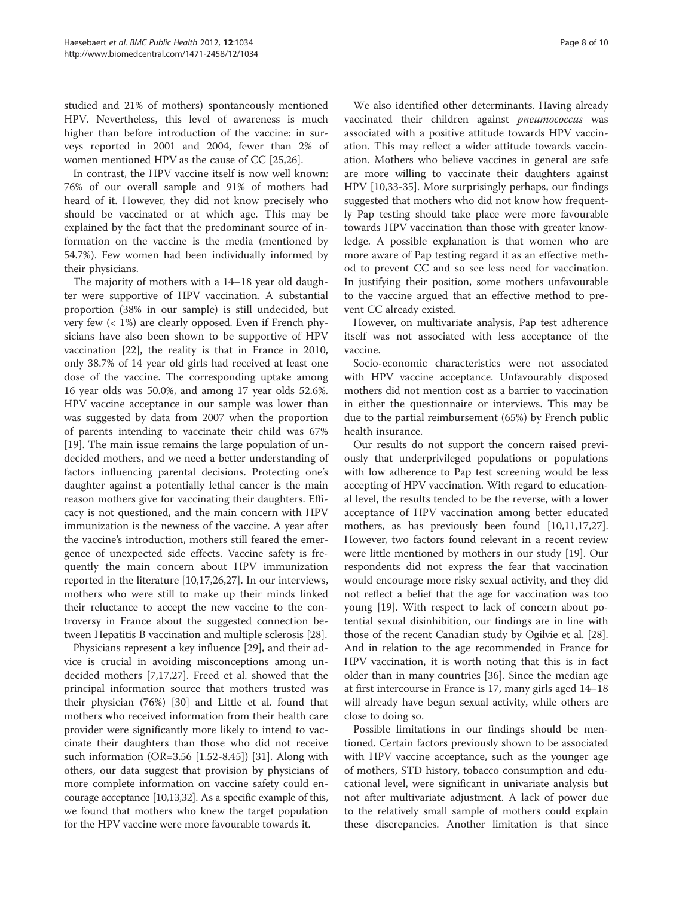studied and 21% of mothers) spontaneously mentioned HPV. Nevertheless, this level of awareness is much higher than before introduction of the vaccine: in surveys reported in 2001 and 2004, fewer than 2% of women mentioned HPV as the cause of CC [25,26].

In contrast, the HPV vaccine itself is now well known: 76% of our overall sample and 91% of mothers had heard of it. However, they did not know precisely who should be vaccinated or at which age. This may be explained by the fact that the predominant source of information on the vaccine is the media (mentioned by 54.7%). Few women had been individually informed by their physicians.

The majority of mothers with a 14–18 year old daughter were supportive of HPV vaccination. A substantial proportion (38% in our sample) is still undecided, but very few (< 1%) are clearly opposed. Even if French physicians have also been shown to be supportive of HPV vaccination [22], the reality is that in France in 2010, only 38.7% of 14 year old girls had received at least one dose of the vaccine. The corresponding uptake among 16 year olds was 50.0%, and among 17 year olds 52.6%. HPV vaccine acceptance in our sample was lower than was suggested by data from 2007 when the proportion of parents intending to vaccinate their child was 67% [19]. The main issue remains the large population of undecided mothers, and we need a better understanding of factors influencing parental decisions. Protecting one's daughter against a potentially lethal cancer is the main reason mothers give for vaccinating their daughters. Efficacy is not questioned, and the main concern with HPV immunization is the newness of the vaccine. A year after the vaccine's introduction, mothers still feared the emergence of unexpected side effects. Vaccine safety is frequently the main concern about HPV immunization reported in the literature [10,17,26,27]. In our interviews, mothers who were still to make up their minds linked their reluctance to accept the new vaccine to the controversy in France about the suggested connection between Hepatitis B vaccination and multiple sclerosis [28].

Physicians represent a key influence [29], and their advice is crucial in avoiding misconceptions among undecided mothers [7,17,27]. Freed et al. showed that the principal information source that mothers trusted was their physician (76%) [30] and Little et al. found that mothers who received information from their health care provider were significantly more likely to intend to vaccinate their daughters than those who did not receive such information (OR=3.56 [1.52-8.45]) [31]. Along with others, our data suggest that provision by physicians of more complete information on vaccine safety could encourage acceptance [10,13,32]. As a specific example of this, we found that mothers who knew the target population for the HPV vaccine were more favourable towards it.

We also identified other determinants. Having already vaccinated their children against *pneumococcus* was associated with a positive attitude towards HPV vaccination. This may reflect a wider attitude towards vaccination. Mothers who believe vaccines in general are safe are more willing to vaccinate their daughters against HPV [10,33-35]. More surprisingly perhaps, our findings suggested that mothers who did not know how frequently Pap testing should take place were more favourable towards HPV vaccination than those with greater knowledge. A possible explanation is that women who are more aware of Pap testing regard it as an effective method to prevent CC and so see less need for vaccination. In justifying their position, some mothers unfavourable to the vaccine argued that an effective method to prevent CC already existed.

However, on multivariate analysis, Pap test adherence itself was not associated with less acceptance of the vaccine.

Socio-economic characteristics were not associated with HPV vaccine acceptance. Unfavourably disposed mothers did not mention cost as a barrier to vaccination in either the questionnaire or interviews. This may be due to the partial reimbursement (65%) by French public health insurance.

Our results do not support the concern raised previously that underprivileged populations or populations with low adherence to Pap test screening would be less accepting of HPV vaccination. With regard to educational level, the results tended to be the reverse, with a lower acceptance of HPV vaccination among better educated mothers, as has previously been found [10,11,17,27]. However, two factors found relevant in a recent review were little mentioned by mothers in our study [19]. Our respondents did not express the fear that vaccination would encourage more risky sexual activity, and they did not reflect a belief that the age for vaccination was too young [19]. With respect to lack of concern about potential sexual disinhibition, our findings are in line with those of the recent Canadian study by Ogilvie et al. [28]. And in relation to the age recommended in France for HPV vaccination, it is worth noting that this is in fact older than in many countries [36]. Since the median age at first intercourse in France is 17, many girls aged 14–18 will already have begun sexual activity, while others are close to doing so.

Possible limitations in our findings should be mentioned. Certain factors previously shown to be associated with HPV vaccine acceptance, such as the younger age of mothers, STD history, tobacco consumption and educational level, were significant in univariate analysis but not after multivariate adjustment. A lack of power due to the relatively small sample of mothers could explain these discrepancies. Another limitation is that since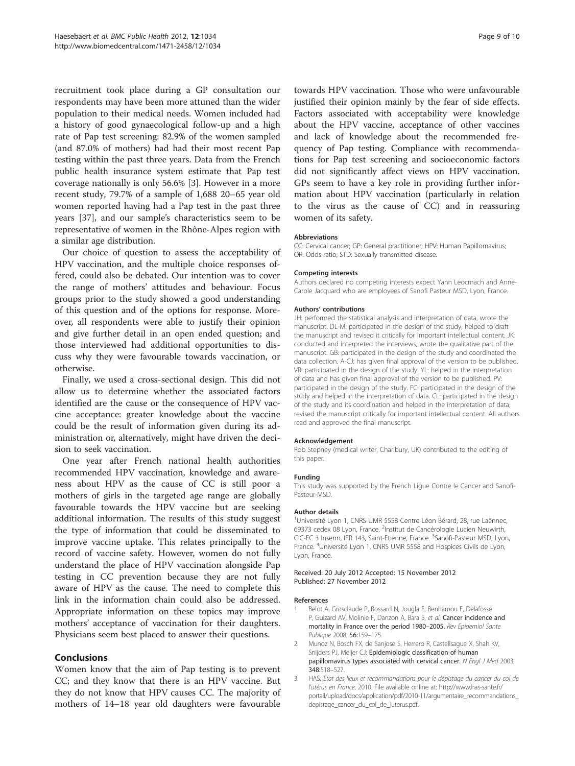recruitment took place during a GP consultation our respondents may have been more attuned than the wider population to their medical needs. Women included had a history of good gynaecological follow-up and a high rate of Pap test screening: 82.9% of the women sampled (and 87.0% of mothers) had had their most recent Pap testing within the past three years. Data from the French public health insurance system estimate that Pap test coverage nationally is only 56.6% [3]. However in a more recent study, 79.7% of a sample of 1,688 20–65 year old women reported having had a Pap test in the past three years [37], and our sample's characteristics seem to be representative of women in the Rhône-Alpes region with a similar age distribution.

Our choice of question to assess the acceptability of HPV vaccination, and the multiple choice responses offered, could also be debated. Our intention was to cover the range of mothers' attitudes and behaviour. Focus groups prior to the study showed a good understanding of this question and of the options for response. Moreover, all respondents were able to justify their opinion and give further detail in an open ended question; and those interviewed had additional opportunities to discuss why they were favourable towards vaccination, or otherwise.

Finally, we used a cross-sectional design. This did not allow us to determine whether the associated factors identified are the cause or the consequence of HPV vaccine acceptance: greater knowledge about the vaccine could be the result of information given during its administration or, alternatively, might have driven the decision to seek vaccination.

One year after French national health authorities recommended HPV vaccination, knowledge and awareness about HPV as the cause of CC is still poor a mothers of girls in the targeted age range are globally favourable towards the HPV vaccine but are seeking additional information. The results of this study suggest the type of information that could be disseminated to improve vaccine uptake. This relates principally to the record of vaccine safety. However, women do not fully understand the place of HPV vaccination alongside Pap testing in CC prevention because they are not fully aware of HPV as the cause. The need to complete this link in the information chain could also be addressed. Appropriate information on these topics may improve mothers' acceptance of vaccination for their daughters. Physicians seem best placed to answer their questions.

## Conclusions

Women know that the aim of Pap testing is to prevent CC; and they know that there is an HPV vaccine. But they do not know that HPV causes CC. The majority of mothers of 14–18 year old daughters were favourable towards HPV vaccination. Those who were unfavourable justified their opinion mainly by the fear of side effects. Factors associated with acceptability were knowledge about the HPV vaccine, acceptance of other vaccines and lack of knowledge about the recommended frequency of Pap testing. Compliance with recommendations for Pap test screening and socioeconomic factors did not significantly affect views on HPV vaccination. GPs seem to have a key role in providing further information about HPV vaccination (particularly in relation to the virus as the cause of CC) and in reassuring women of its safety.

#### Abbreviations

CC: Cervical cancer; GP: General practitioner; HPV: Human Papillomavirus; OR: Odds ratio; STD: Sexually transmitted disease.

#### Competing interests

Authors declared no competing interests expect Yann Leocmach and Anne-Carole Jacquard who are employees of Sanofi Pasteur MSD, Lyon, France.

#### Authors' contributions

JH: performed the statistical analysis and interpretation of data, wrote the manuscript. DL-M: participated in the design of the study, helped to draft the manuscript and revised it critically for important intellectual content. JK: conducted and interpreted the interviews, wrote the qualitative part of the manuscript. GB: participated in the design of the study and coordinated the data collection. A-CJ: has given final approval of the version to be published. VR: participated in the design of the study. YL: helped in the interpretation of data and has given final approval of the version to be published. PV: participated in the design of the study. FC: participated in the design of the study and helped in the interpretation of data. CL: participated in the design of the study and its coordination and helped in the interpretation of data; revised the manuscript critically for important intellectual content. All authors read and approved the final manuscript.

#### Acknowledgement

Rob Stepney (medical writer, Charlbury, UK) contributed to the editing of this paper.

#### Funding

This study was supported by the French Ligue Contre le Cancer and Sanofi-Pasteur-MSD.

#### Author details

[1]Université Lyon 1, CNRS UMR 5558 Centre Léon Bérard, 28, rue Laënnec, 69373 cedex 08 Lyon, France. [2]Institut de Cancérologie Lucien Neuwirth, CIC-EC 3 Inserm, IFR 143, Saint-Etienne, France. [3]Sanofi-Pasteur MSD, Lyon, France. [4]Université Lyon 1, CNRS UMR 5558 and Hospices Civils de Lyon, Lyon, France.

Received: 20 July 2012 Accepted: 15 November 2012
Published: 27 November 2012

#### References

1. Belot A, Grosclaude P, Bossard N, Jougla E, Benhamou E, Delafosse P, Guizard AV, Molinie F, Danzon A, Bara S, *et al*: **Cancer incidence and mortality in France over the period 1980–2005.** *Rev Epidemiol Sante Publique* 2008, **56:**159–175.
2. Munoz N, Bosch FX, de Sanjose S, Herrero R, Castellsague X, Shah KV, Snijders PJ, Meijer CJ: **Epidemiologic classification of human papillomavirus types associated with cervical cancer.** *N Engl J Med* 2003, **348:**518–527.
3. HAS: *Etat des lieux et recommandations pour le dépistage du cancer du col de l'utérus en France*. 2010. File available online at: http://www.has-sante.fr/portail/upload/docs/application/pdf/2010-11/argumentaire_recommandations_depistage_cancer_du_col_de_luterus.pdf.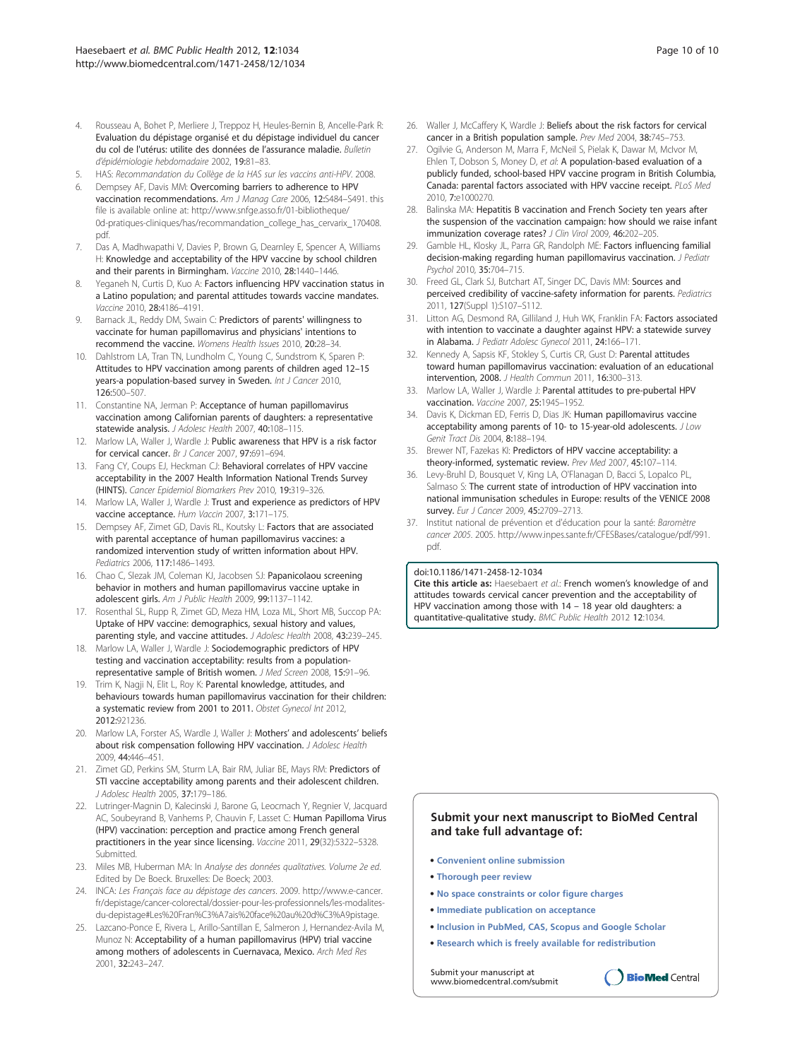4. Rousseau A, Bohet P, Merliere J, Treppoz H, Heules-Bernin B, Ancelle-Park R: **Evaluation du dépistage organisé et du dépistage individuel du cancer du col de l'utérus: utilite des données de l'assurance maladie.** *Bulletin d'épidémiologie hebdomadaire* 2002, **19:**81–83.
5. HAS: *Recommandation du Collège de la HAS sur les vaccins anti-HPV*. 2008.
6. Dempsey AF, Davis MM: **Overcoming barriers to adherence to HPV vaccination recommendations.** *Am J Manag Care* 2006, **12:**S484–S491. this file is available online at: http://www.snfge.asso.fr/01-bibliotheque/0d-pratiques-cliniques/has/recommandation_college_has_cervarix_170408.pdf.
7. Das A, Madhwapathi V, Davies P, Brown G, Dearnley E, Spencer A, Williams H: **Knowledge and acceptability of the HPV vaccine by school children and their parents in Birmingham.** *Vaccine* 2010, **28:**1440–1446.
8. Yeganeh N, Curtis D, Kuo A: **Factors influencing HPV vaccination status in a Latino population; and parental attitudes towards vaccine mandates.** *Vaccine* 2010, **28:**4186–4191.
9. Barnack JL, Reddy DM, Swain C: **Predictors of parents' willingness to vaccinate for human papillomavirus and physicians' intentions to recommend the vaccine.** *Womens Health Issues* 2010, **20:**28–34.
10. Dahlstrom LA, Tran TN, Lundholm C, Young C, Sundstrom K, Sparen P: **Attitudes to HPV vaccination among parents of children aged 12–15 years-a population-based survey in Sweden.** *Int J Cancer* 2010, **126:**500–507.
11. Constantine NA, Jerman P: **Acceptance of human papillomavirus vaccination among Californian parents of daughters: a representative statewide analysis.** *J Adolesc Health* 2007, **40:**108–115.
12. Marlow LA, Waller J, Wardle J: **Public awareness that HPV is a risk factor for cervical cancer.** *Br J Cancer* 2007, **97:**691–694.
13. Fang CY, Coups EJ, Heckman CJ: **Behavioral correlates of HPV vaccine acceptability in the 2007 Health Information National Trends Survey (HINTS).** *Cancer Epidemiol Biomarkers Prev* 2010, **19:**319–326.
14. Marlow LA, Waller J, Wardle J: **Trust and experience as predictors of HPV vaccine acceptance.** *Hum Vaccin* 2007, **3:**171–175.
15. Dempsey AF, Zimet GD, Davis RL, Koutsky L: **Factors that are associated with parental acceptance of human papillomavirus vaccines: a randomized intervention study of written information about HPV.** *Pediatrics* 2006, **117:**1486–1493.
16. Chao C, Slezak JM, Coleman KJ, Jacobsen SJ: **Papanicolaou screening behavior in mothers and human papillomavirus vaccine uptake in adolescent girls.** *Am J Public Health* 2009, **99:**1137–1142.
17. Rosenthal SL, Rupp R, Zimet GD, Meza HM, Loza ML, Short MB, Succop PA: **Uptake of HPV vaccine: demographics, sexual history and values, parenting style, and vaccine attitudes.** *J Adolesc Health* 2008, **43:**239–245.
18. Marlow LA, Waller J, Wardle J: **Sociodemographic predictors of HPV testing and vaccination acceptability: results from a population-representative sample of British women.** *J Med Screen* 2008, **15:**91–96.
19. Trim K, Nagji N, Elit L, Roy K: **Parental knowledge, attitudes, and behaviours towards human papillomavirus vaccination for their children: a systematic review from 2001 to 2011.** *Obstet Gynecol Int* 2012, **2012:**921236.
20. Marlow LA, Forster AS, Wardle J, Waller J: **Mothers' and adolescents' beliefs about risk compensation following HPV vaccination.** *J Adolesc Health* 2009, **44:**446–451.
21. Zimet GD, Perkins SM, Sturm LA, Bair RM, Juliar BE, Mays RM: **Predictors of STI vaccine acceptability among parents and their adolescent children.** *J Adolesc Health* 2005, **37:**179–186.
22. Lutringer-Magnin D, Kalecinski J, Barone G, Leocmach Y, Regnier V, Jacquard AC, Soubeyrand B, Vanhems P, Chauvin F, Lasset C: **Human Papilloma Virus (HPV) vaccination: perception and practice among French general practitioners in the year since licensing.** *Vaccine* 2011, **29**(32):5322–5328. Submitted.
23. Miles MB, Huberman MA: In *Analyse des données qualitatives. Volume 2e ed.* Edited by De Boeck. Bruxelles: De Boeck; 2003.
24. INCA: *Les Français face au dépistage des cancers*. 2009. http://www.e-cancer.fr/depistage/cancer-colorectal/dossier-pour-les-professionnels/les-modalites-du-depistage#Les%20Fran%C3%A7ais%20face%20au%20d%C3%A9pistage.
25. Lazcano-Ponce E, Rivera L, Arillo-Santillan E, Salmeron J, Hernandez-Avila M, Munoz N: **Acceptability of a human papillomavirus (HPV) trial vaccine among mothers of adolescents in Cuernavaca, Mexico.** *Arch Med Res* 2001, **32:**243–247.
26. Waller J, McCaffery K, Wardle J: **Beliefs about the risk factors for cervical cancer in a British population sample.** *Prev Med* 2004, **38:**745–753.
27. Ogilvie G, Anderson M, Marra F, McNeil S, Pielak K, Dawar M, McIvor M, Ehlen T, Dobson S, Money D, *et al*: **A population-based evaluation of a publicly funded, school-based HPV vaccine program in British Columbia, Canada: parental factors associated with HPV vaccine receipt.** *PLoS Med* 2010, **7:**e1000270.
28. Balinska MA: **Hepatitis B vaccination and French Society ten years after the suspension of the vaccination campaign: how should we raise infant immunization coverage rates?** *J Clin Virol* 2009, **46:**202–205.
29. Gamble HL, Klosky JL, Parra GR, Randolph ME: **Factors influencing familial decision-making regarding human papillomavirus vaccination.** *J Pediatr Psychol* 2010, **35:**704–715.
30. Freed GL, Clark SJ, Butchart AT, Singer DC, Davis MM: **Sources and perceived credibility of vaccine-safety information for parents.** *Pediatrics* 2011, **127**(Suppl 1):S107–S112.
31. Litton AG, Desmond RA, Gilliland J, Huh WK, Franklin FA: **Factors associated with intention to vaccinate a daughter against HPV: a statewide survey in Alabama.** *J Pediatr Adolesc Gynecol* 2011, **24:**166–171.
32. Kennedy A, Sapsis KF, Stokley S, Curtis CR, Gust D: **Parental attitudes toward human papillomavirus vaccination: evaluation of an educational intervention, 2008.** *J Health Commun* 2011, **16:**300–313.
33. Marlow LA, Waller J, Wardle J: **Parental attitudes to pre-pubertal HPV vaccination.** *Vaccine* 2007, **25:**1945–1952.
34. Davis K, Dickman ED, Ferris D, Dias JK: **Human papillomavirus vaccine acceptability among parents of 10- to 15-year-old adolescents.** *J Low Genit Tract Dis* 2004, **8:**188–194.
35. Brewer NT, Fazekas KI: **Predictors of HPV vaccine acceptability: a theory-informed, systematic review.** *Prev Med* 2007, **45:**107–114.
36. Levy-Bruhl D, Bousquet V, King LA, O'Flanagan D, Bacci S, Lopalco PL, Salmaso S: **The current state of introduction of HPV vaccination into national immunisation schedules in Europe: results of the VENICE 2008 survey.** *Eur J Cancer* 2009, **45:**2709–2713.
37. Institut national de prévention et d'éducation pour la santé: *Baromètre cancer 2005*. 2005. http://www.inpes.sante.fr/CFESBases/catalogue/pdf/991.pdf.

doi:10.1186/1471-2458-12-1034

**Cite this article as:** Haesebaert *et al.*: French women's knowledge of and attitudes towards cervical cancer prevention and the acceptability of HPV vaccination among those with 14 – 18 year old daughters: a quantitative-qualitative study. *BMC Public Health* 2012 **12**:1034.

**Submit your next manuscript to BioMed Central and take full advantage of:**

- **Convenient online submission**
- **Thorough peer review**
- **No space constraints or color figure charges**
- **Immediate publication on acceptance**
- **Inclusion in PubMed, CAS, Scopus and Google Scholar**
- **Research which is freely available for redistribution**

Submit your manuscript at
www.biomedcentral.com/submit

BioMed Central